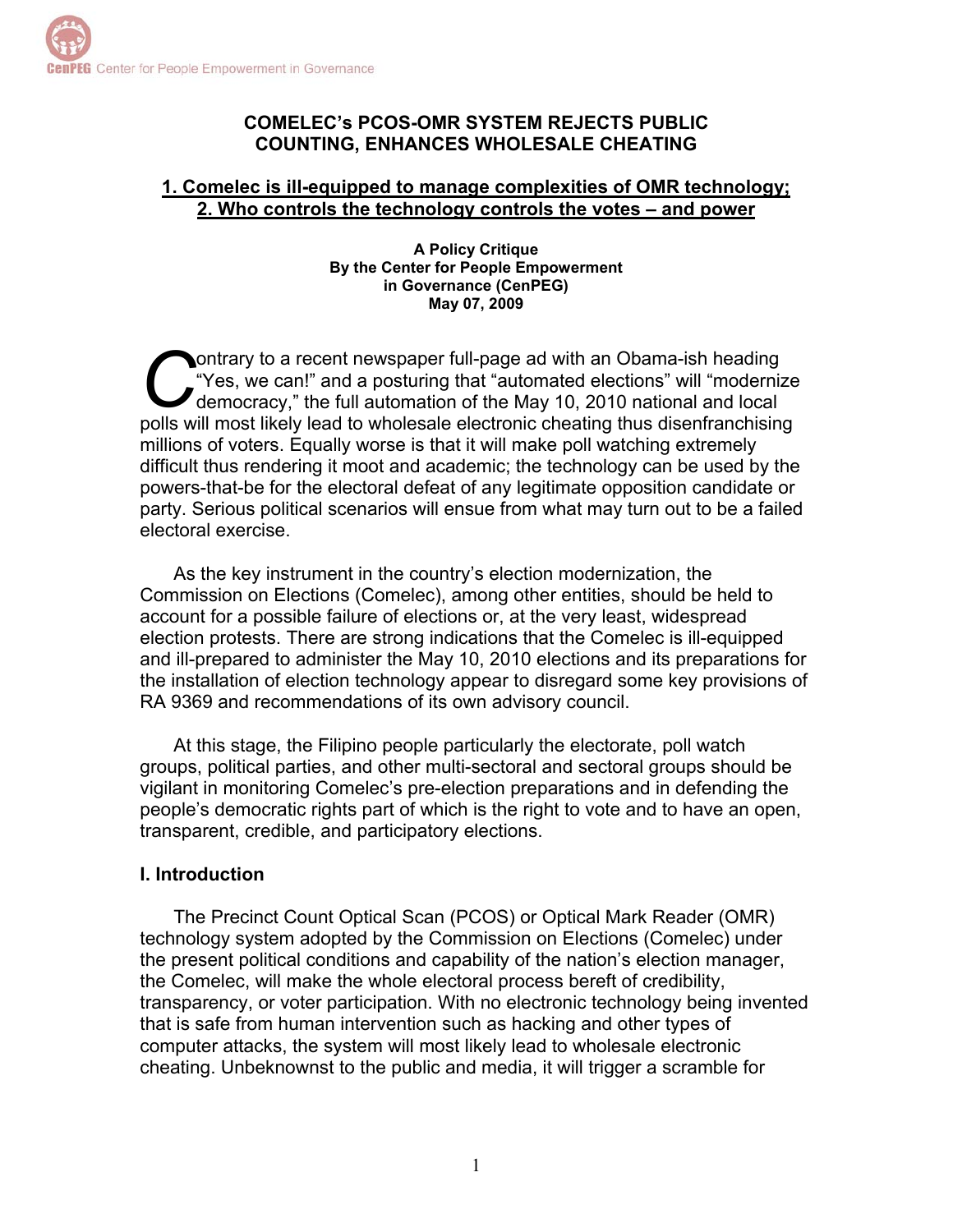# COMELEC's PCOS-OMR SYSTEM REJECTS PUBLIC COUNTING, ENHANCES WHOLESALE CHEATING

## 1. Comelec is ill-equipped to manage complexities of OMR technology; 2. Who controls the technology controls the votes – and power

**A Policy Critique**
**By the Center for People Empowerment in Governance (CenPEG)**
**May 07, 2009**

Contrary to a recent newspaper full-page ad with an Obama-ish heading "Yes, we can!" and a posturing that "automated elections" will "modernize democracy," the full automation of the May 10, 2010 national and local polls will most likely lead to wholesale electronic cheating thus disenfranchising millions of voters. Equally worse is that it will make poll watching extremely difficult thus rendering it moot and academic; the technology can be used by the powers-that-be for the electoral defeat of any legitimate opposition candidate or party. Serious political scenarios will ensue from what may turn out to be a failed electoral exercise.

As the key instrument in the country's election modernization, the Commission on Elections (Comelec), among other entities, should be held to account for a possible failure of elections or, at the very least, widespread election protests. There are strong indications that the Comelec is ill-equipped and ill-prepared to administer the May 10, 2010 elections and its preparations for the installation of election technology appear to disregard some key provisions of RA 9369 and recommendations of its own advisory council.

At this stage, the Filipino people particularly the electorate, poll watch groups, political parties, and other multi-sectoral and sectoral groups should be vigilant in monitoring Comelec's pre-election preparations and in defending the people's democratic rights part of which is the right to vote and to have an open, transparent, credible, and participatory elections.

### I. Introduction

The Precinct Count Optical Scan (PCOS) or Optical Mark Reader (OMR) technology system adopted by the Commission on Elections (Comelec) under the present political conditions and capability of the nation's election manager, the Comelec, will make the whole electoral process bereft of credibility, transparency, or voter participation. With no electronic technology being invented that is safe from human intervention such as hacking and other types of computer attacks, the system will most likely lead to wholesale electronic cheating. Unbeknownst to the public and media, it will trigger a scramble for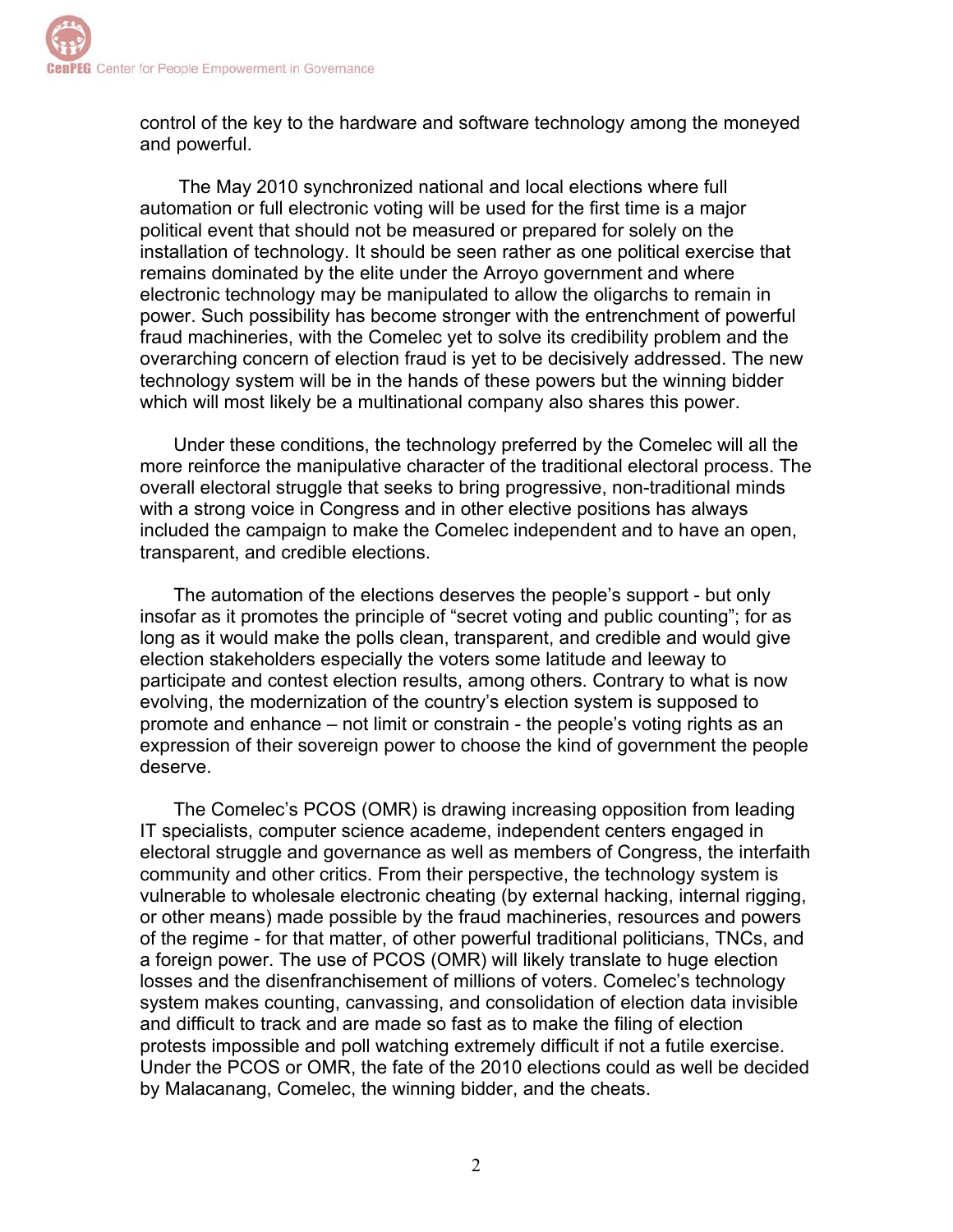control of the key to the hardware and software technology among the moneyed and powerful.

The May 2010 synchronized national and local elections where full automation or full electronic voting will be used for the first time is a major political event that should not be measured or prepared for solely on the installation of technology. It should be seen rather as one political exercise that remains dominated by the elite under the Arroyo government and where electronic technology may be manipulated to allow the oligarchs to remain in power. Such possibility has become stronger with the entrenchment of powerful fraud machineries, with the Comelec yet to solve its credibility problem and the overarching concern of election fraud is yet to be decisively addressed. The new technology system will be in the hands of these powers but the winning bidder which will most likely be a multinational company also shares this power.

Under these conditions, the technology preferred by the Comelec will all the more reinforce the manipulative character of the traditional electoral process. The overall electoral struggle that seeks to bring progressive, non-traditional minds with a strong voice in Congress and in other elective positions has always included the campaign to make the Comelec independent and to have an open, transparent, and credible elections.

The automation of the elections deserves the people's support - but only insofar as it promotes the principle of "secret voting and public counting"; for as long as it would make the polls clean, transparent, and credible and would give election stakeholders especially the voters some latitude and leeway to participate and contest election results, among others. Contrary to what is now evolving, the modernization of the country's election system is supposed to promote and enhance – not limit or constrain - the people's voting rights as an expression of their sovereign power to choose the kind of government the people deserve.

The Comelec's PCOS (OMR) is drawing increasing opposition from leading IT specialists, computer science academe, independent centers engaged in electoral struggle and governance as well as members of Congress, the interfaith community and other critics. From their perspective, the technology system is vulnerable to wholesale electronic cheating (by external hacking, internal rigging, or other means) made possible by the fraud machineries, resources and powers of the regime - for that matter, of other powerful traditional politicians, TNCs, and a foreign power. The use of PCOS (OMR) will likely translate to huge election losses and the disenfranchisement of millions of voters. Comelec's technology system makes counting, canvassing, and consolidation of election data invisible and difficult to track and are made so fast as to make the filing of election protests impossible and poll watching extremely difficult if not a futile exercise. Under the PCOS or OMR, the fate of the 2010 elections could as well be decided by Malacanang, Comelec, the winning bidder, and the cheats.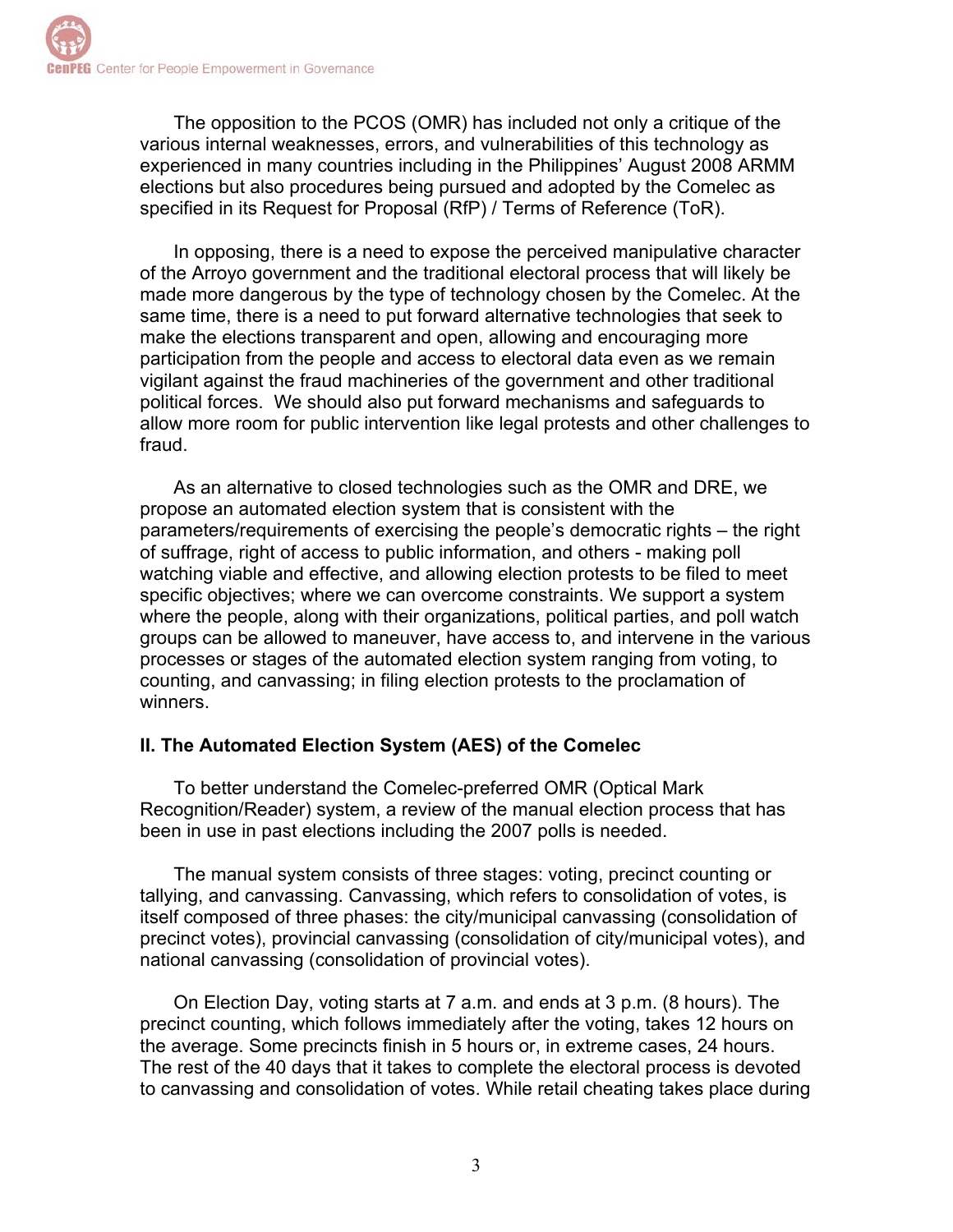The opposition to the PCOS (OMR) has included not only a critique of the various internal weaknesses, errors, and vulnerabilities of this technology as experienced in many countries including in the Philippines' August 2008 ARMM elections but also procedures being pursued and adopted by the Comelec as specified in its Request for Proposal (RfP) / Terms of Reference (ToR).

In opposing, there is a need to expose the perceived manipulative character of the Arroyo government and the traditional electoral process that will likely be made more dangerous by the type of technology chosen by the Comelec. At the same time, there is a need to put forward alternative technologies that seek to make the elections transparent and open, allowing and encouraging more participation from the people and access to electoral data even as we remain vigilant against the fraud machineries of the government and other traditional political forces. We should also put forward mechanisms and safeguards to allow more room for public intervention like legal protests and other challenges to fraud.

As an alternative to closed technologies such as the OMR and DRE, we propose an automated election system that is consistent with the parameters/requirements of exercising the people's democratic rights – the right of suffrage, right of access to public information, and others - making poll watching viable and effective, and allowing election protests to be filed to meet specific objectives; where we can overcome constraints. We support a system where the people, along with their organizations, political parties, and poll watch groups can be allowed to maneuver, have access to, and intervene in the various processes or stages of the automated election system ranging from voting, to counting, and canvassing; in filing election protests to the proclamation of winners.

## II. The Automated Election System (AES) of the Comelec

To better understand the Comelec-preferred OMR (Optical Mark Recognition/Reader) system, a review of the manual election process that has been in use in past elections including the 2007 polls is needed.

The manual system consists of three stages: voting, precinct counting or tallying, and canvassing. Canvassing, which refers to consolidation of votes, is itself composed of three phases: the city/municipal canvassing (consolidation of precinct votes), provincial canvassing (consolidation of city/municipal votes), and national canvassing (consolidation of provincial votes).

On Election Day, voting starts at 7 a.m. and ends at 3 p.m. (8 hours). The precinct counting, which follows immediately after the voting, takes 12 hours on the average. Some precincts finish in 5 hours or, in extreme cases, 24 hours. The rest of the 40 days that it takes to complete the electoral process is devoted to canvassing and consolidation of votes. While retail cheating takes place during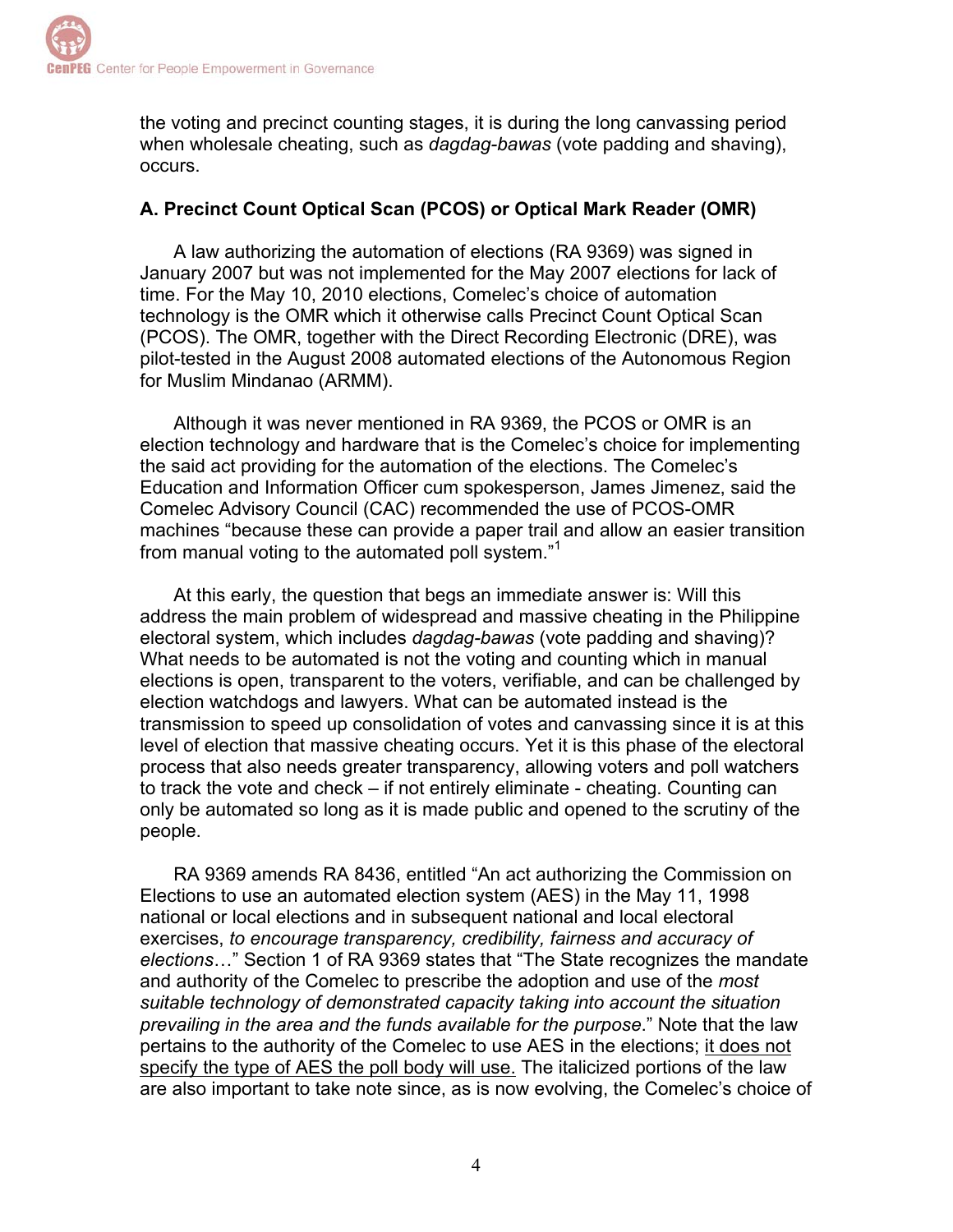the voting and precinct counting stages, it is during the long canvassing period when wholesale cheating, such as *dagdag-bawas* (vote padding and shaving), occurs.

**A. Precinct Count Optical Scan (PCOS) or Optical Mark Reader (OMR)**

A law authorizing the automation of elections (RA 9369) was signed in January 2007 but was not implemented for the May 2007 elections for lack of time. For the May 10, 2010 elections, Comelec's choice of automation technology is the OMR which it otherwise calls Precinct Count Optical Scan (PCOS). The OMR, together with the Direct Recording Electronic (DRE), was pilot-tested in the August 2008 automated elections of the Autonomous Region for Muslim Mindanao (ARMM).

Although it was never mentioned in RA 9369, the PCOS or OMR is an election technology and hardware that is the Comelec's choice for implementing the said act providing for the automation of the elections. The Comelec's Education and Information Officer cum spokesperson, James Jimenez, said the Comelec Advisory Council (CAC) recommended the use of PCOS-OMR machines "because these can provide a paper trail and allow an easier transition from manual voting to the automated poll system."[1]

At this early, the question that begs an immediate answer is: Will this address the main problem of widespread and massive cheating in the Philippine electoral system, which includes *dagdag-bawas* (vote padding and shaving)? What needs to be automated is not the voting and counting which in manual elections is open, transparent to the voters, verifiable, and can be challenged by election watchdogs and lawyers. What can be automated instead is the transmission to speed up consolidation of votes and canvassing since it is at this level of election that massive cheating occurs. Yet it is this phase of the electoral process that also needs greater transparency, allowing voters and poll watchers to track the vote and check – if not entirely eliminate - cheating. Counting can only be automated so long as it is made public and opened to the scrutiny of the people.

RA 9369 amends RA 8436, entitled "An act authorizing the Commission on Elections to use an automated election system (AES) in the May 11, 1998 national or local elections and in subsequent national and local electoral exercises, *to encourage transparency, credibility, fairness and accuracy of elections*…" Section 1 of RA 9369 states that "The State recognizes the mandate and authority of the Comelec to prescribe the adoption and use of the *most suitable technology of demonstrated capacity taking into account the situation prevailing in the area and the funds available for the purpose*." Note that the law pertains to the authority of the Comelec to use AES in the elections; <u>it does not specify the type of AES the poll body will use.</u> The italicized portions of the law are also important to take note since, as is now evolving, the Comelec's choice of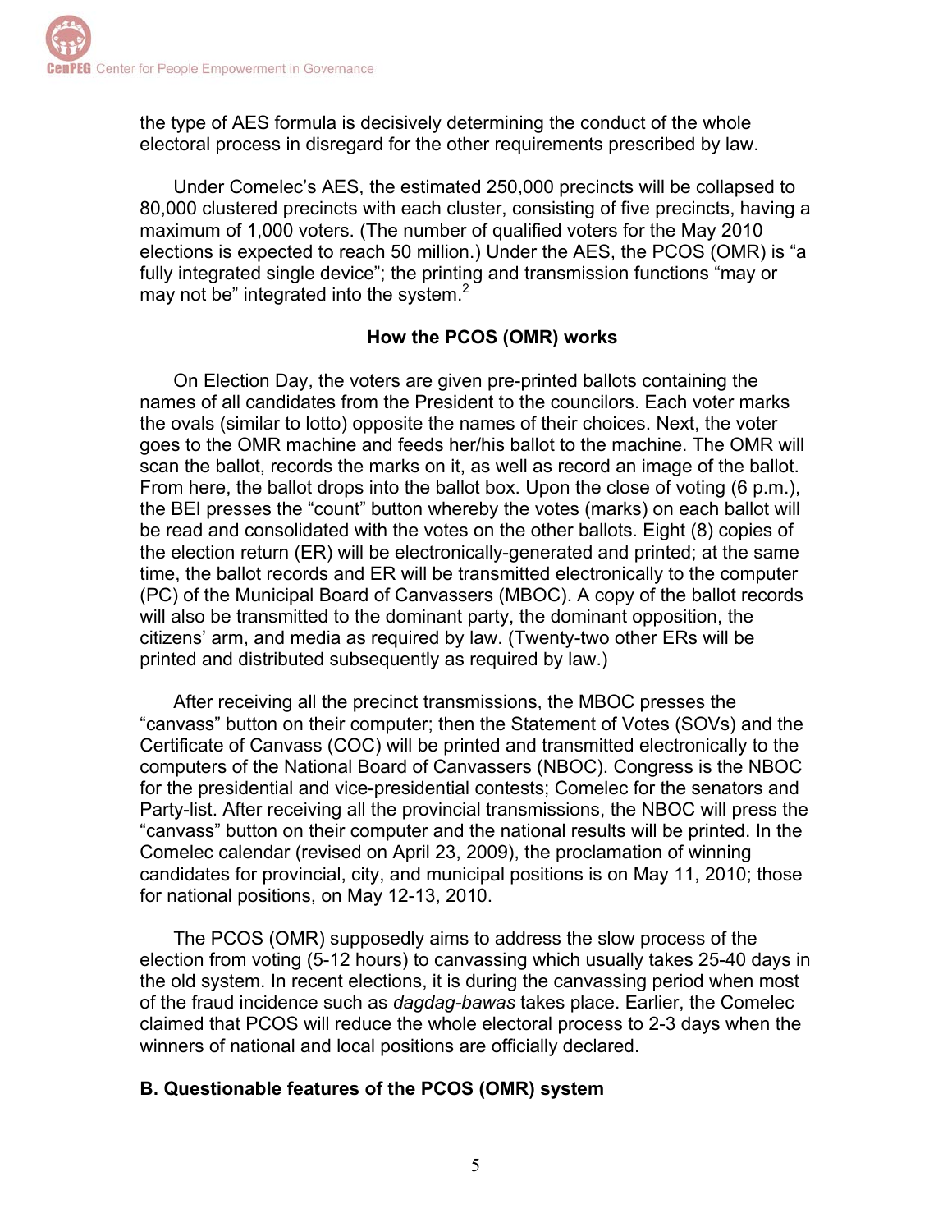the type of AES formula is decisively determining the conduct of the whole electoral process in disregard for the other requirements prescribed by law.

Under Comelec's AES, the estimated 250,000 precincts will be collapsed to 80,000 clustered precincts with each cluster, consisting of five precincts, having a maximum of 1,000 voters. (The number of qualified voters for the May 2010 elections is expected to reach 50 million.) Under the AES, the PCOS (OMR) is "a fully integrated single device"; the printing and transmission functions "may or may not be" integrated into the system.[2]

**How the PCOS (OMR) works**

On Election Day, the voters are given pre-printed ballots containing the names of all candidates from the President to the councilors. Each voter marks the ovals (similar to lotto) opposite the names of their choices. Next, the voter goes to the OMR machine and feeds her/his ballot to the machine. The OMR will scan the ballot, records the marks on it, as well as record an image of the ballot. From here, the ballot drops into the ballot box. Upon the close of voting (6 p.m.), the BEI presses the "count" button whereby the votes (marks) on each ballot will be read and consolidated with the votes on the other ballots. Eight (8) copies of the election return (ER) will be electronically-generated and printed; at the same time, the ballot records and ER will be transmitted electronically to the computer (PC) of the Municipal Board of Canvassers (MBOC). A copy of the ballot records will also be transmitted to the dominant party, the dominant opposition, the citizens' arm, and media as required by law. (Twenty-two other ERs will be printed and distributed subsequently as required by law.)

After receiving all the precinct transmissions, the MBOC presses the "canvass" button on their computer; then the Statement of Votes (SOVs) and the Certificate of Canvass (COC) will be printed and transmitted electronically to the computers of the National Board of Canvassers (NBOC). Congress is the NBOC for the presidential and vice-presidential contests; Comelec for the senators and Party-list. After receiving all the provincial transmissions, the NBOC will press the "canvass" button on their computer and the national results will be printed. In the Comelec calendar (revised on April 23, 2009), the proclamation of winning candidates for provincial, city, and municipal positions is on May 11, 2010; those for national positions, on May 12-13, 2010.

The PCOS (OMR) supposedly aims to address the slow process of the election from voting (5-12 hours) to canvassing which usually takes 25-40 days in the old system. In recent elections, it is during the canvassing period when most of the fraud incidence such as *dagdag-bawas* takes place. Earlier, the Comelec claimed that PCOS will reduce the whole electoral process to 2-3 days when the winners of national and local positions are officially declared.

### B. Questionable features of the PCOS (OMR) system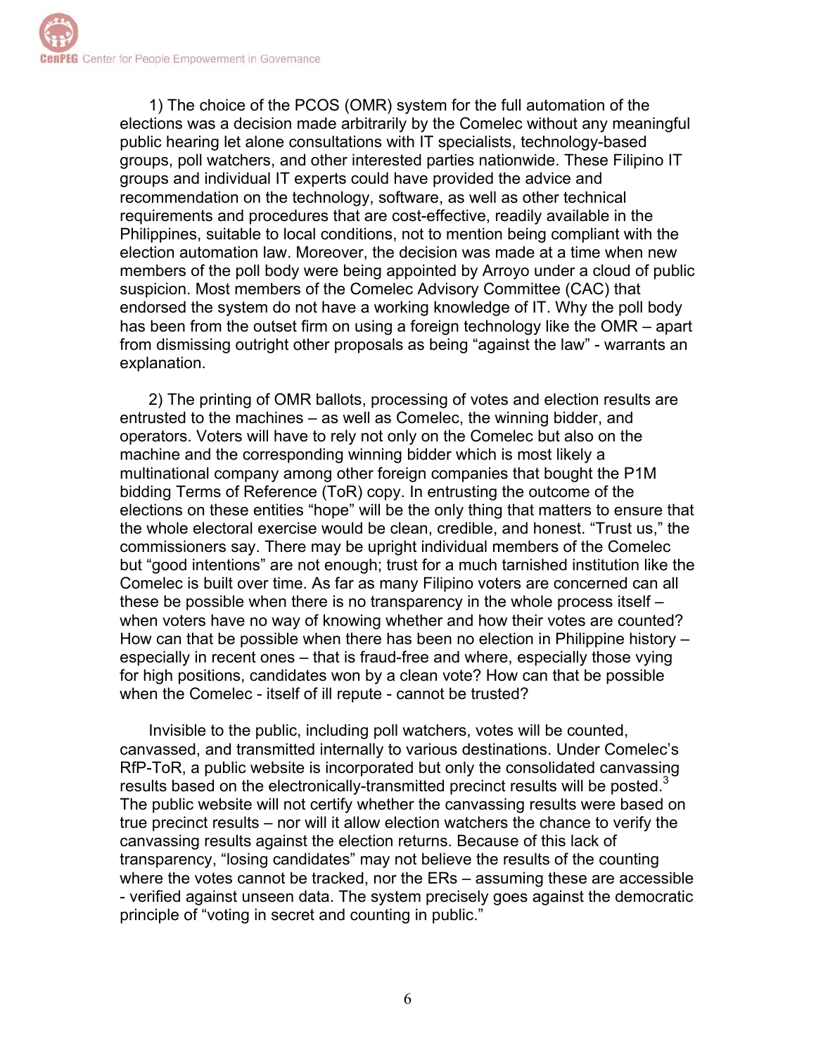1) The choice of the PCOS (OMR) system for the full automation of the elections was a decision made arbitrarily by the Comelec without any meaningful public hearing let alone consultations with IT specialists, technology-based groups, poll watchers, and other interested parties nationwide. These Filipino IT groups and individual IT experts could have provided the advice and recommendation on the technology, software, as well as other technical requirements and procedures that are cost-effective, readily available in the Philippines, suitable to local conditions, not to mention being compliant with the election automation law. Moreover, the decision was made at a time when new members of the poll body were being appointed by Arroyo under a cloud of public suspicion. Most members of the Comelec Advisory Committee (CAC) that endorsed the system do not have a working knowledge of IT. Why the poll body has been from the outset firm on using a foreign technology like the OMR – apart from dismissing outright other proposals as being "against the law" - warrants an explanation.

2) The printing of OMR ballots, processing of votes and election results are entrusted to the machines – as well as Comelec, the winning bidder, and operators. Voters will have to rely not only on the Comelec but also on the machine and the corresponding winning bidder which is most likely a multinational company among other foreign companies that bought the P1M bidding Terms of Reference (ToR) copy. In entrusting the outcome of the elections on these entities "hope" will be the only thing that matters to ensure that the whole electoral exercise would be clean, credible, and honest. "Trust us," the commissioners say. There may be upright individual members of the Comelec but "good intentions" are not enough; trust for a much tarnished institution like the Comelec is built over time. As far as many Filipino voters are concerned can all these be possible when there is no transparency in the whole process itself – when voters have no way of knowing whether and how their votes are counted? How can that be possible when there has been no election in Philippine history – especially in recent ones – that is fraud-free and where, especially those vying for high positions, candidates won by a clean vote? How can that be possible when the Comelec - itself of ill repute - cannot be trusted?

Invisible to the public, including poll watchers, votes will be counted, canvassed, and transmitted internally to various destinations. Under Comelec's RfP-ToR, a public website is incorporated but only the consolidated canvassing results based on the electronically-transmitted precinct results will be posted.[3] The public website will not certify whether the canvassing results were based on true precinct results – nor will it allow election watchers the chance to verify the canvassing results against the election returns. Because of this lack of transparency, "losing candidates" may not believe the results of the counting where the votes cannot be tracked, nor the ERs – assuming these are accessible - verified against unseen data. The system precisely goes against the democratic principle of "voting in secret and counting in public."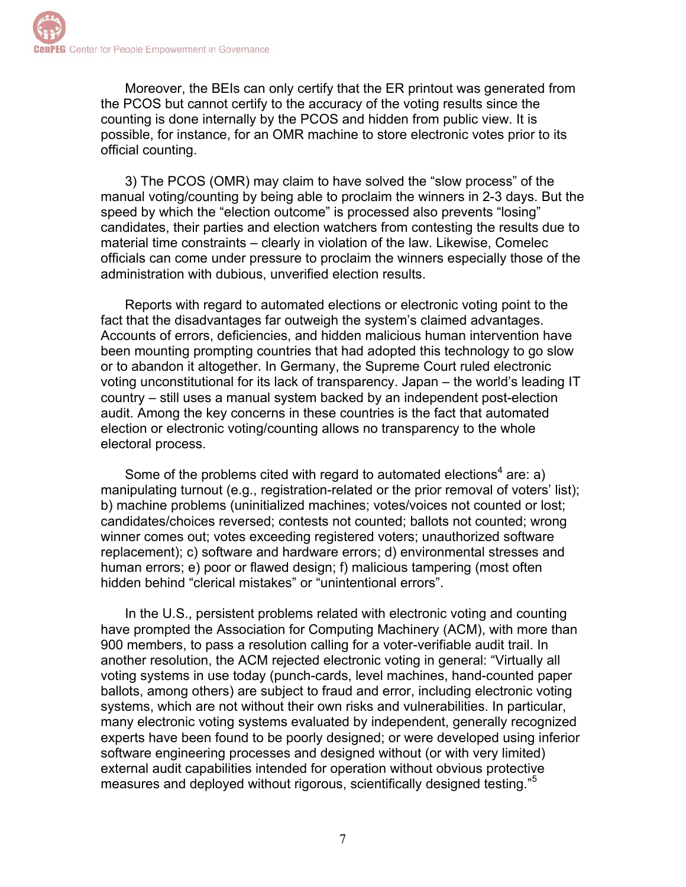Moreover, the BEIs can only certify that the ER printout was generated from the PCOS but cannot certify to the accuracy of the voting results since the counting is done internally by the PCOS and hidden from public view. It is possible, for instance, for an OMR machine to store electronic votes prior to its official counting.

3) The PCOS (OMR) may claim to have solved the "slow process" of the manual voting/counting by being able to proclaim the winners in 2-3 days. But the speed by which the "election outcome" is processed also prevents "losing" candidates, their parties and election watchers from contesting the results due to material time constraints – clearly in violation of the law. Likewise, Comelec officials can come under pressure to proclaim the winners especially those of the administration with dubious, unverified election results.

Reports with regard to automated elections or electronic voting point to the fact that the disadvantages far outweigh the system's claimed advantages. Accounts of errors, deficiencies, and hidden malicious human intervention have been mounting prompting countries that had adopted this technology to go slow or to abandon it altogether. In Germany, the Supreme Court ruled electronic voting unconstitutional for its lack of transparency. Japan – the world's leading IT country – still uses a manual system backed by an independent post-election audit. Among the key concerns in these countries is the fact that automated election or electronic voting/counting allows no transparency to the whole electoral process.

Some of the problems cited with regard to automated elections[4] are: a) manipulating turnout (e.g., registration-related or the prior removal of voters' list); b) machine problems (uninitialized machines; votes/voices not counted or lost; candidates/choices reversed; contests not counted; ballots not counted; wrong winner comes out; votes exceeding registered voters; unauthorized software replacement); c) software and hardware errors; d) environmental stresses and human errors; e) poor or flawed design; f) malicious tampering (most often hidden behind "clerical mistakes" or "unintentional errors".

In the U.S., persistent problems related with electronic voting and counting have prompted the Association for Computing Machinery (ACM), with more than 900 members, to pass a resolution calling for a voter-verifiable audit trail. In another resolution, the ACM rejected electronic voting in general: "Virtually all voting systems in use today (punch-cards, level machines, hand-counted paper ballots, among others) are subject to fraud and error, including electronic voting systems, which are not without their own risks and vulnerabilities. In particular, many electronic voting systems evaluated by independent, generally recognized experts have been found to be poorly designed; or were developed using inferior software engineering processes and designed without (or with very limited) external audit capabilities intended for operation without obvious protective measures and deployed without rigorous, scientifically designed testing."[5]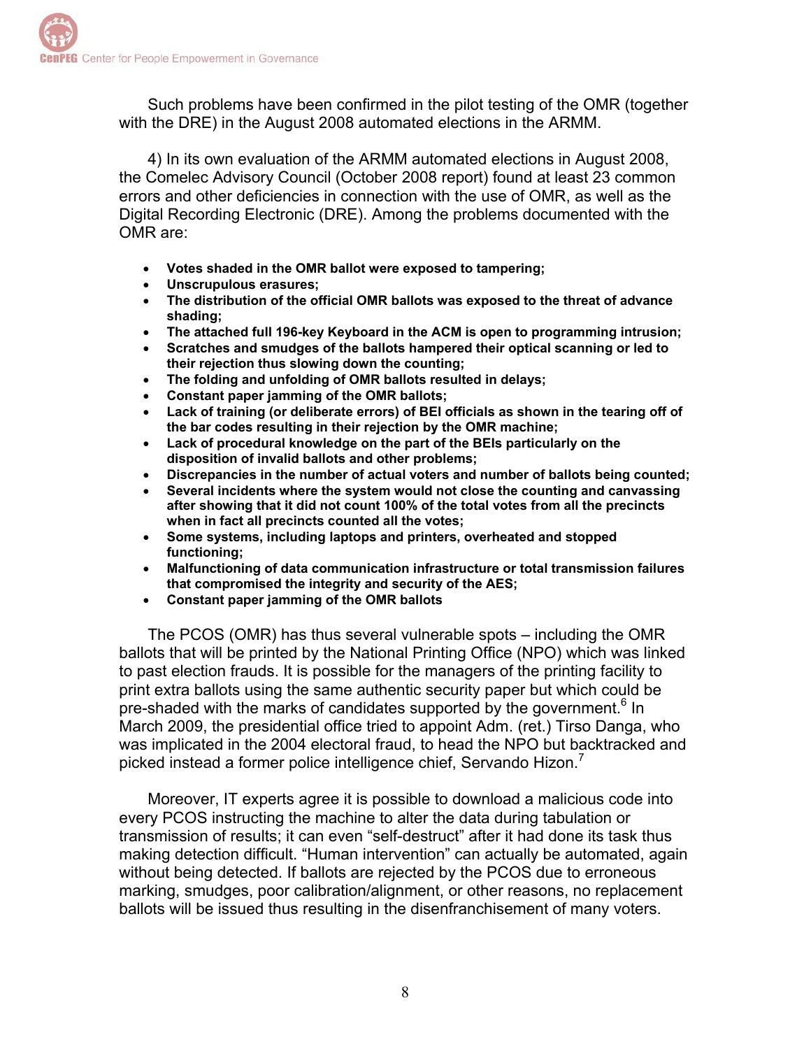Such problems have been confirmed in the pilot testing of the OMR (together with the DRE) in the August 2008 automated elections in the ARMM.

4) In its own evaluation of the ARMM automated elections in August 2008, the Comelec Advisory Council (October 2008 report) found at least 23 common errors and other deficiencies in connection with the use of OMR, as well as the Digital Recording Electronic (DRE). Among the problems documented with the OMR are:

- **Votes shaded in the OMR ballot were exposed to tampering;**
- **Unscrupulous erasures;**
- **The distribution of the official OMR ballots was exposed to the threat of advance shading;**
- **The attached full 196-key Keyboard in the ACM is open to programming intrusion;**
- **Scratches and smudges of the ballots hampered their optical scanning or led to their rejection thus slowing down the counting;**
- **The folding and unfolding of OMR ballots resulted in delays;**
- **Constant paper jamming of the OMR ballots;**
- **Lack of training (or deliberate errors) of BEI officials as shown in the tearing off of the bar codes resulting in their rejection by the OMR machine;**
- **Lack of procedural knowledge on the part of the BEIs particularly on the disposition of invalid ballots and other problems;**
- **Discrepancies in the number of actual voters and number of ballots being counted;**
- **Several incidents where the system would not close the counting and canvassing after showing that it did not count 100% of the total votes from all the precincts when in fact all precincts counted all the votes;**
- **Some systems, including laptops and printers, overheated and stopped functioning;**
- **Malfunctioning of data communication infrastructure or total transmission failures that compromised the integrity and security of the AES;**
- **Constant paper jamming of the OMR ballots**

The PCOS (OMR) has thus several vulnerable spots – including the OMR ballots that will be printed by the National Printing Office (NPO) which was linked to past election frauds. It is possible for the managers of the printing facility to print extra ballots using the same authentic security paper but which could be pre-shaded with the marks of candidates supported by the government.[6] In March 2009, the presidential office tried to appoint Adm. (ret.) Tirso Danga, who was implicated in the 2004 electoral fraud, to head the NPO but backtracked and picked instead a former police intelligence chief, Servando Hizon.[7]

Moreover, IT experts agree it is possible to download a malicious code into every PCOS instructing the machine to alter the data during tabulation or transmission of results; it can even "self-destruct" after it had done its task thus making detection difficult. "Human intervention" can actually be automated, again without being detected. If ballots are rejected by the PCOS due to erroneous marking, smudges, poor calibration/alignment, or other reasons, no replacement ballots will be issued thus resulting in the disenfranchisement of many voters.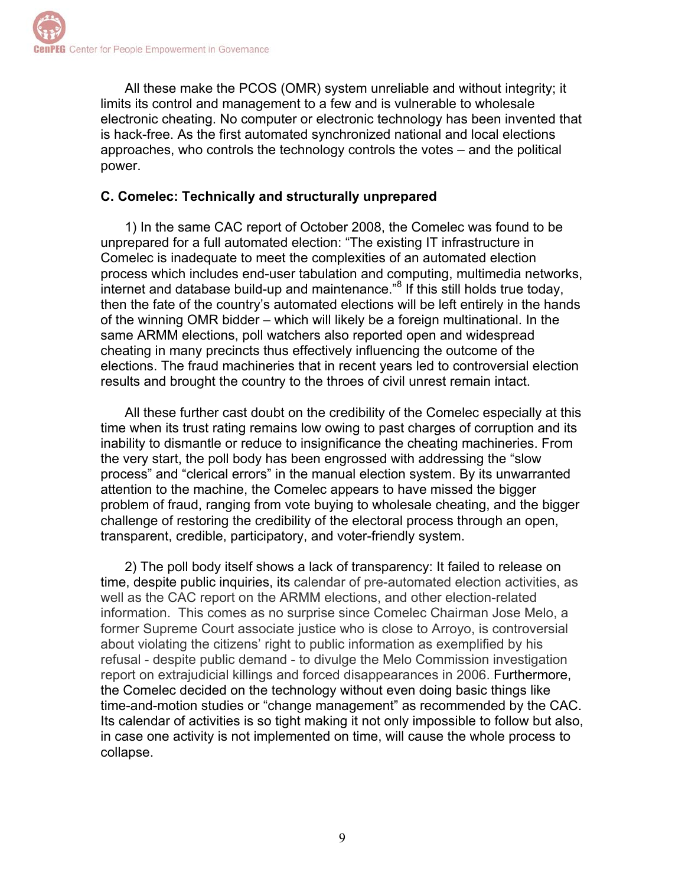All these make the PCOS (OMR) system unreliable and without integrity; it limits its control and management to a few and is vulnerable to wholesale electronic cheating. No computer or electronic technology has been invented that is hack-free. As the first automated synchronized national and local elections approaches, who controls the technology controls the votes – and the political power.

**C. Comelec: Technically and structurally unprepared**

1) In the same CAC report of October 2008, the Comelec was found to be unprepared for a full automated election: "The existing IT infrastructure in Comelec is inadequate to meet the complexities of an automated election process which includes end-user tabulation and computing, multimedia networks, internet and database build-up and maintenance."[8] If this still holds true today, then the fate of the country's automated elections will be left entirely in the hands of the winning OMR bidder – which will likely be a foreign multinational. In the same ARMM elections, poll watchers also reported open and widespread cheating in many precincts thus effectively influencing the outcome of the elections. The fraud machineries that in recent years led to controversial election results and brought the country to the throes of civil unrest remain intact.

All these further cast doubt on the credibility of the Comelec especially at this time when its trust rating remains low owing to past charges of corruption and its inability to dismantle or reduce to insignificance the cheating machineries. From the very start, the poll body has been engrossed with addressing the "slow process" and "clerical errors" in the manual election system. By its unwarranted attention to the machine, the Comelec appears to have missed the bigger problem of fraud, ranging from vote buying to wholesale cheating, and the bigger challenge of restoring the credibility of the electoral process through an open, transparent, credible, participatory, and voter-friendly system.

2) The poll body itself shows a lack of transparency: It failed to release on time, despite public inquiries, its calendar of pre-automated election activities, as well as the CAC report on the ARMM elections, and other election-related information. This comes as no surprise since Comelec Chairman Jose Melo, a former Supreme Court associate justice who is close to Arroyo, is controversial about violating the citizens' right to public information as exemplified by his refusal - despite public demand - to divulge the Melo Commission investigation report on extrajudicial killings and forced disappearances in 2006. Furthermore, the Comelec decided on the technology without even doing basic things like time-and-motion studies or "change management" as recommended by the CAC. Its calendar of activities is so tight making it not only impossible to follow but also, in case one activity is not implemented on time, will cause the whole process to collapse.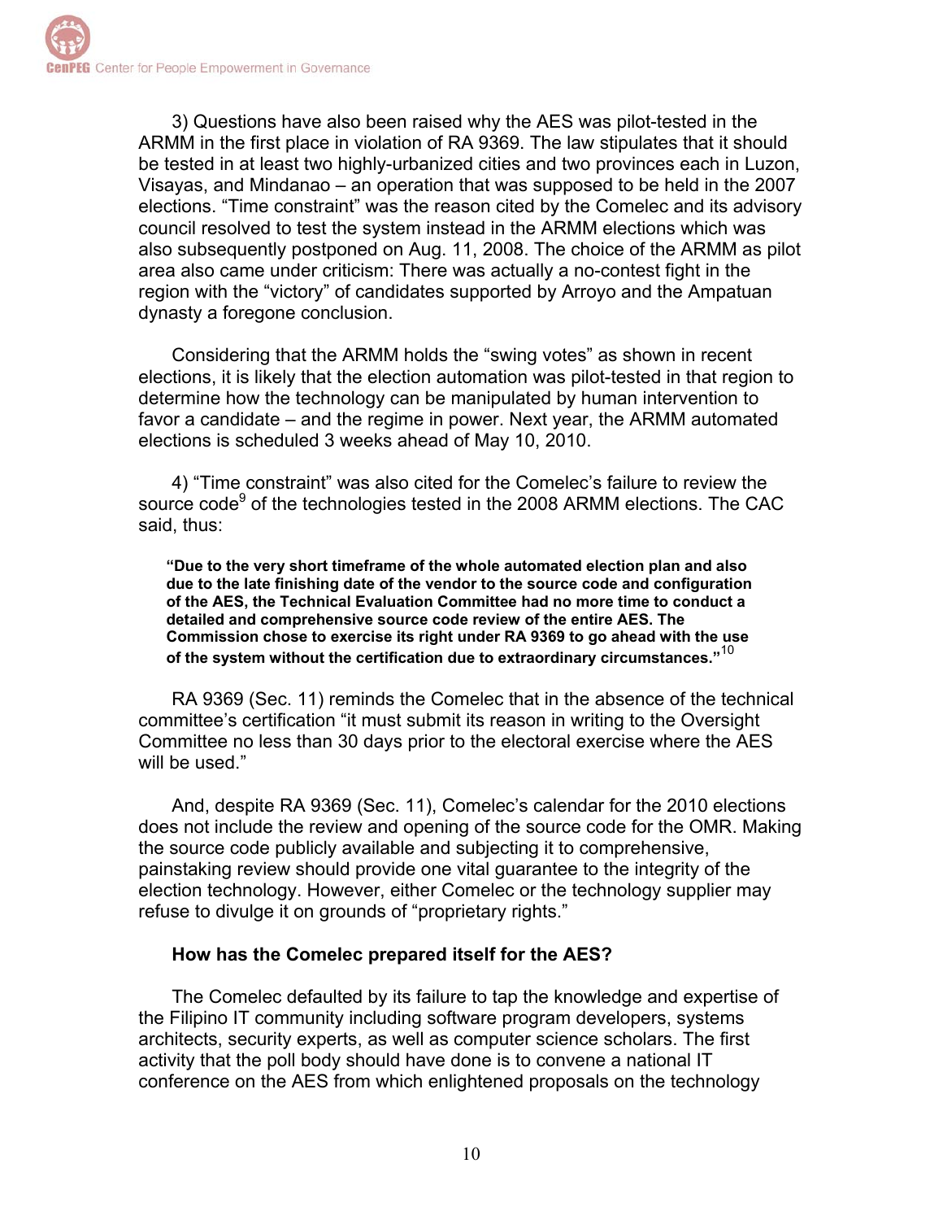3) Questions have also been raised why the AES was pilot-tested in the ARMM in the first place in violation of RA 9369. The law stipulates that it should be tested in at least two highly-urbanized cities and two provinces each in Luzon, Visayas, and Mindanao – an operation that was supposed to be held in the 2007 elections. "Time constraint" was the reason cited by the Comelec and its advisory council resolved to test the system instead in the ARMM elections which was also subsequently postponed on Aug. 11, 2008. The choice of the ARMM as pilot area also came under criticism: There was actually a no-contest fight in the region with the "victory" of candidates supported by Arroyo and the Ampatuan dynasty a foregone conclusion.

Considering that the ARMM holds the "swing votes" as shown in recent elections, it is likely that the election automation was pilot-tested in that region to determine how the technology can be manipulated by human intervention to favor a candidate – and the regime in power. Next year, the ARMM automated elections is scheduled 3 weeks ahead of May 10, 2010.

4) "Time constraint" was also cited for the Comelec's failure to review the source code[9] of the technologies tested in the 2008 ARMM elections. The CAC said, thus:

> **"Due to the very short timeframe of the whole automated election plan and also due to the late finishing date of the vendor to the source code and configuration of the AES, the Technical Evaluation Committee had no more time to conduct a detailed and comprehensive source code review of the entire AES. The Commission chose to exercise its right under RA 9369 to go ahead with the use of the system without the certification due to extraordinary circumstances."**[10]

RA 9369 (Sec. 11) reminds the Comelec that in the absence of the technical committee's certification "it must submit its reason in writing to the Oversight Committee no less than 30 days prior to the electoral exercise where the AES will be used."

And, despite RA 9369 (Sec. 11), Comelec's calendar for the 2010 elections does not include the review and opening of the source code for the OMR. Making the source code publicly available and subjecting it to comprehensive, painstaking review should provide one vital guarantee to the integrity of the election technology. However, either Comelec or the technology supplier may refuse to divulge it on grounds of "proprietary rights."

**How has the Comelec prepared itself for the AES?**

The Comelec defaulted by its failure to tap the knowledge and expertise of the Filipino IT community including software program developers, systems architects, security experts, as well as computer science scholars. The first activity that the poll body should have done is to convene a national IT conference on the AES from which enlightened proposals on the technology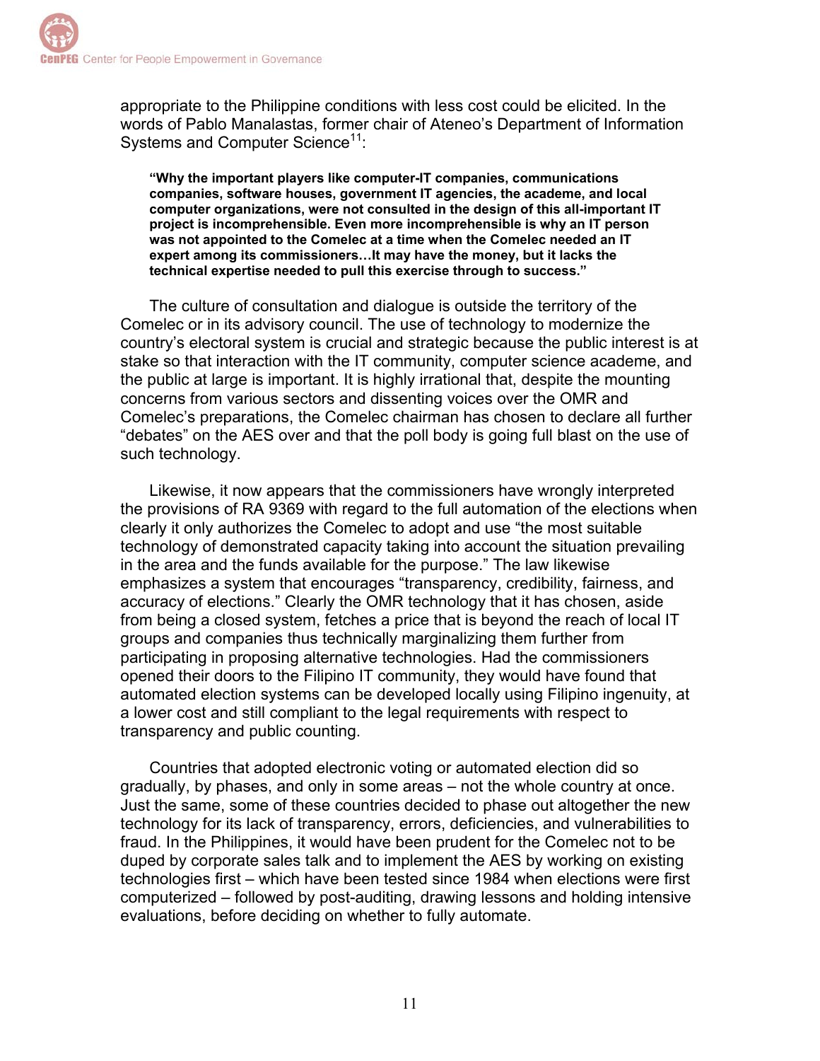appropriate to the Philippine conditions with less cost could be elicited. In the words of Pablo Manalastas, former chair of Ateneo's Department of Information Systems and Computer Science[11]:

> **"Why the important players like computer-IT companies, communications companies, software houses, government IT agencies, the academe, and local computer organizations, were not consulted in the design of this all-important IT project is incomprehensible. Even more incomprehensible is why an IT person was not appointed to the Comelec at a time when the Comelec needed an IT expert among its commissioners…It may have the money, but it lacks the technical expertise needed to pull this exercise through to success."**

The culture of consultation and dialogue is outside the territory of the Comelec or in its advisory council. The use of technology to modernize the country's electoral system is crucial and strategic because the public interest is at stake so that interaction with the IT community, computer science academe, and the public at large is important. It is highly irrational that, despite the mounting concerns from various sectors and dissenting voices over the OMR and Comelec's preparations, the Comelec chairman has chosen to declare all further "debates" on the AES over and that the poll body is going full blast on the use of such technology.

Likewise, it now appears that the commissioners have wrongly interpreted the provisions of RA 9369 with regard to the full automation of the elections when clearly it only authorizes the Comelec to adopt and use "the most suitable technology of demonstrated capacity taking into account the situation prevailing in the area and the funds available for the purpose." The law likewise emphasizes a system that encourages "transparency, credibility, fairness, and accuracy of elections." Clearly the OMR technology that it has chosen, aside from being a closed system, fetches a price that is beyond the reach of local IT groups and companies thus technically marginalizing them further from participating in proposing alternative technologies. Had the commissioners opened their doors to the Filipino IT community, they would have found that automated election systems can be developed locally using Filipino ingenuity, at a lower cost and still compliant to the legal requirements with respect to transparency and public counting.

Countries that adopted electronic voting or automated election did so gradually, by phases, and only in some areas – not the whole country at once. Just the same, some of these countries decided to phase out altogether the new technology for its lack of transparency, errors, deficiencies, and vulnerabilities to fraud. In the Philippines, it would have been prudent for the Comelec not to be duped by corporate sales talk and to implement the AES by working on existing technologies first – which have been tested since 1984 when elections were first computerized – followed by post-auditing, drawing lessons and holding intensive evaluations, before deciding on whether to fully automate.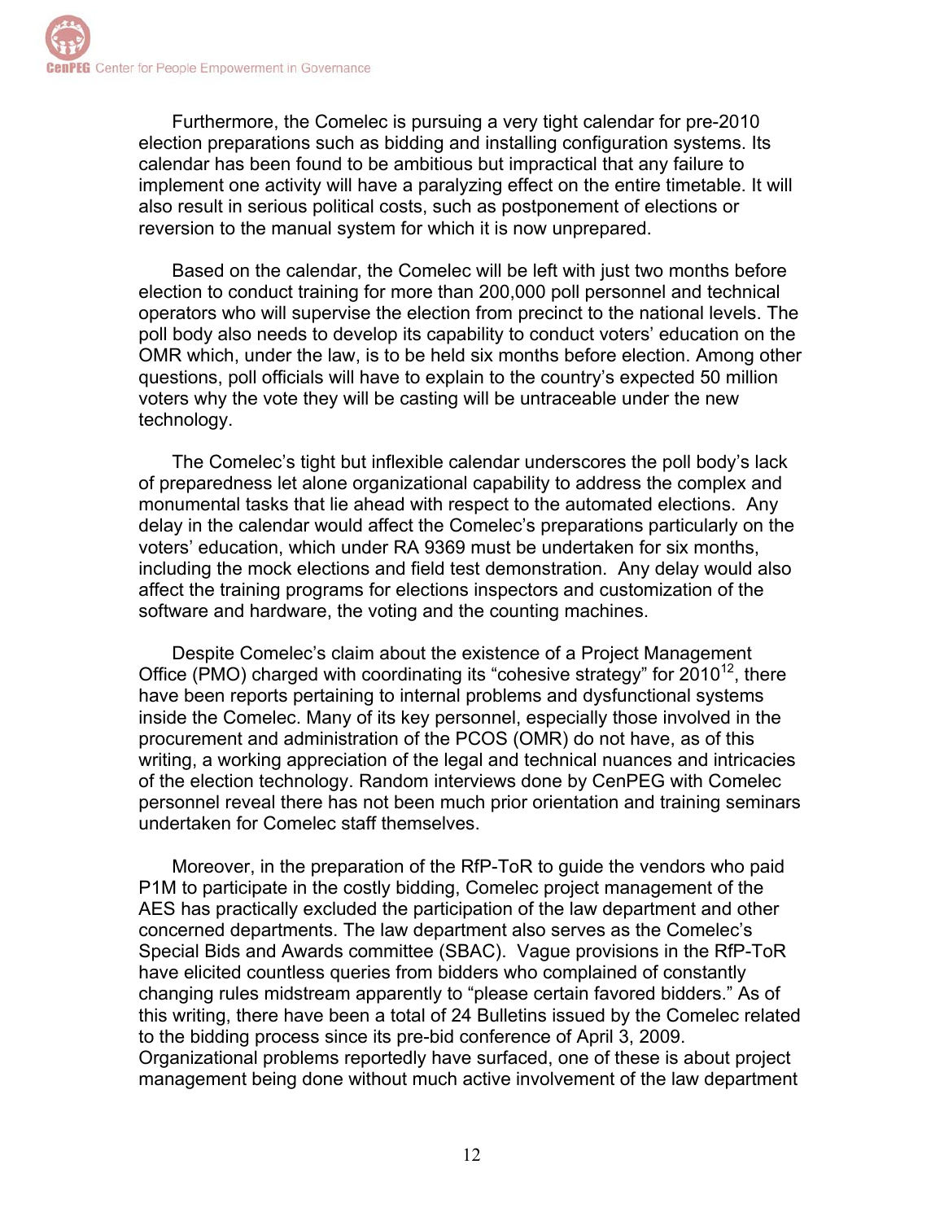Furthermore, the Comelec is pursuing a very tight calendar for pre-2010 election preparations such as bidding and installing configuration systems. Its calendar has been found to be ambitious but impractical that any failure to implement one activity will have a paralyzing effect on the entire timetable. It will also result in serious political costs, such as postponement of elections or reversion to the manual system for which it is now unprepared.

Based on the calendar, the Comelec will be left with just two months before election to conduct training for more than 200,000 poll personnel and technical operators who will supervise the election from precinct to the national levels. The poll body also needs to develop its capability to conduct voters' education on the OMR which, under the law, is to be held six months before election. Among other questions, poll officials will have to explain to the country's expected 50 million voters why the vote they will be casting will be untraceable under the new technology.

The Comelec's tight but inflexible calendar underscores the poll body's lack of preparedness let alone organizational capability to address the complex and monumental tasks that lie ahead with respect to the automated elections. Any delay in the calendar would affect the Comelec's preparations particularly on the voters' education, which under RA 9369 must be undertaken for six months, including the mock elections and field test demonstration. Any delay would also affect the training programs for elections inspectors and customization of the software and hardware, the voting and the counting machines.

Despite Comelec's claim about the existence of a Project Management Office (PMO) charged with coordinating its "cohesive strategy" for 2010[12], there have been reports pertaining to internal problems and dysfunctional systems inside the Comelec. Many of its key personnel, especially those involved in the procurement and administration of the PCOS (OMR) do not have, as of this writing, a working appreciation of the legal and technical nuances and intricacies of the election technology. Random interviews done by CenPEG with Comelec personnel reveal there has not been much prior orientation and training seminars undertaken for Comelec staff themselves.

Moreover, in the preparation of the RfP-ToR to guide the vendors who paid P1M to participate in the costly bidding, Comelec project management of the AES has practically excluded the participation of the law department and other concerned departments. The law department also serves as the Comelec's Special Bids and Awards committee (SBAC). Vague provisions in the RfP-ToR have elicited countless queries from bidders who complained of constantly changing rules midstream apparently to "please certain favored bidders." As of this writing, there have been a total of 24 Bulletins issued by the Comelec related to the bidding process since its pre-bid conference of April 3, 2009. Organizational problems reportedly have surfaced, one of these is about project management being done without much active involvement of the law department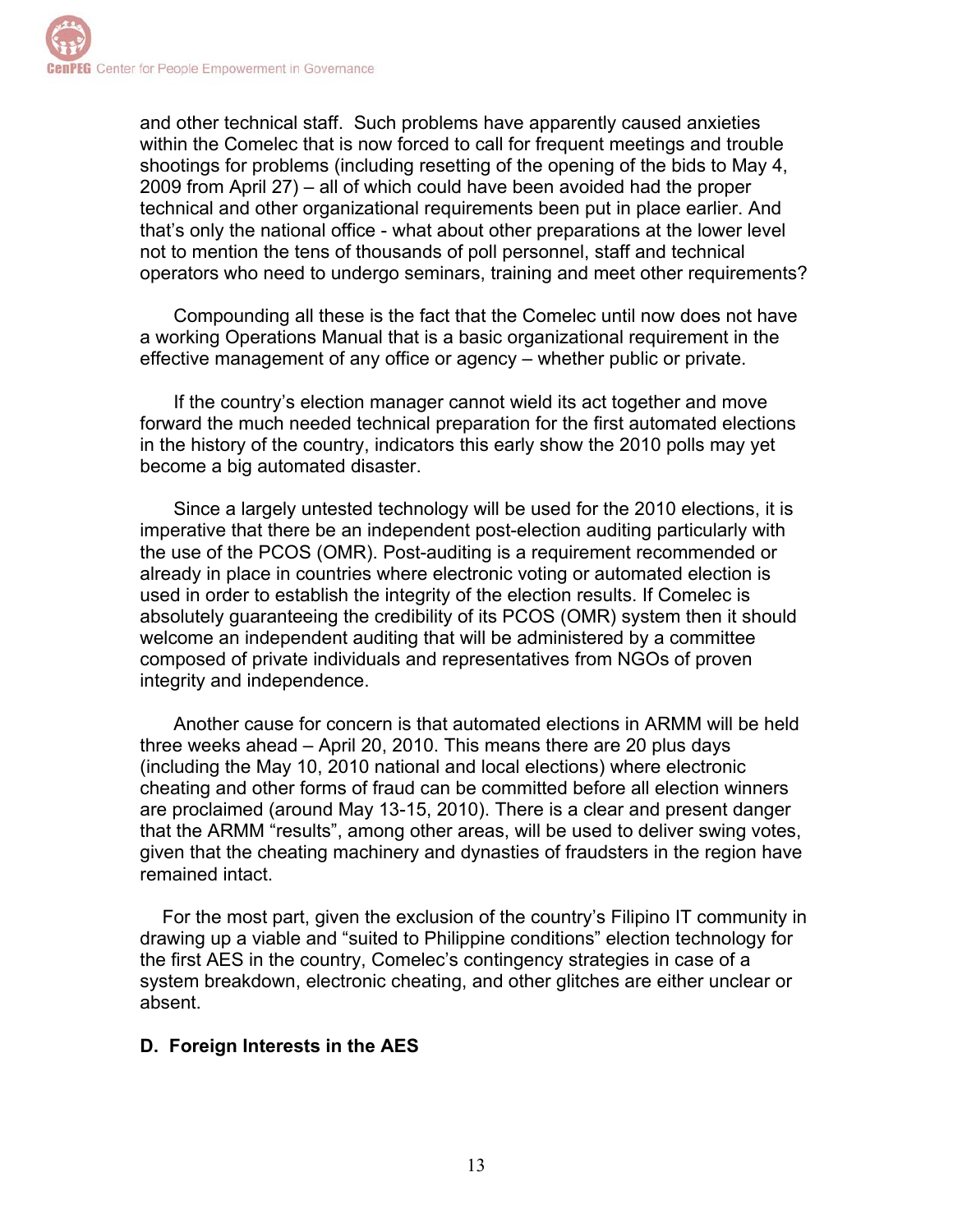and other technical staff. Such problems have apparently caused anxieties within the Comelec that is now forced to call for frequent meetings and trouble shootings for problems (including resetting of the opening of the bids to May 4, 2009 from April 27) – all of which could have been avoided had the proper technical and other organizational requirements been put in place earlier. And that's only the national office - what about other preparations at the lower level not to mention the tens of thousands of poll personnel, staff and technical operators who need to undergo seminars, training and meet other requirements?

Compounding all these is the fact that the Comelec until now does not have a working Operations Manual that is a basic organizational requirement in the effective management of any office or agency – whether public or private.

If the country's election manager cannot wield its act together and move forward the much needed technical preparation for the first automated elections in the history of the country, indicators this early show the 2010 polls may yet become a big automated disaster.

Since a largely untested technology will be used for the 2010 elections, it is imperative that there be an independent post-election auditing particularly with the use of the PCOS (OMR). Post-auditing is a requirement recommended or already in place in countries where electronic voting or automated election is used in order to establish the integrity of the election results. If Comelec is absolutely guaranteeing the credibility of its PCOS (OMR) system then it should welcome an independent auditing that will be administered by a committee composed of private individuals and representatives from NGOs of proven integrity and independence.

Another cause for concern is that automated elections in ARMM will be held three weeks ahead – April 20, 2010. This means there are 20 plus days (including the May 10, 2010 national and local elections) where electronic cheating and other forms of fraud can be committed before all election winners are proclaimed (around May 13-15, 2010). There is a clear and present danger that the ARMM "results", among other areas, will be used to deliver swing votes, given that the cheating machinery and dynasties of fraudsters in the region have remained intact.

For the most part, given the exclusion of the country's Filipino IT community in drawing up a viable and "suited to Philippine conditions" election technology for the first AES in the country, Comelec's contingency strategies in case of a system breakdown, electronic cheating, and other glitches are either unclear or absent.

### D. Foreign Interests in the AES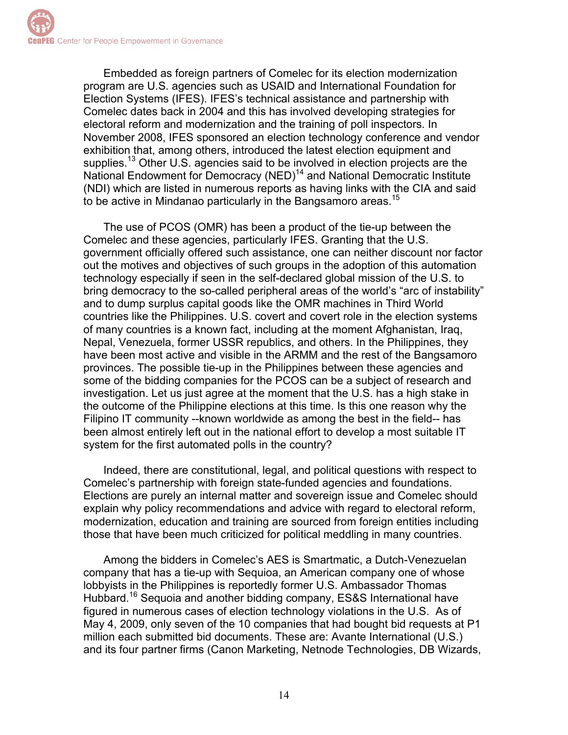Embedded as foreign partners of Comelec for its election modernization program are U.S. agencies such as USAID and International Foundation for Election Systems (IFES). IFES's technical assistance and partnership with Comelec dates back in 2004 and this has involved developing strategies for electoral reform and modernization and the training of poll inspectors. In November 2008, IFES sponsored an election technology conference and vendor exhibition that, among others, introduced the latest election equipment and supplies.[13] Other U.S. agencies said to be involved in election projects are the National Endowment for Democracy (NED)[14] and National Democratic Institute (NDI) which are listed in numerous reports as having links with the CIA and said to be active in Mindanao particularly in the Bangsamoro areas.[15]

The use of PCOS (OMR) has been a product of the tie-up between the Comelec and these agencies, particularly IFES. Granting that the U.S. government officially offered such assistance, one can neither discount nor factor out the motives and objectives of such groups in the adoption of this automation technology especially if seen in the self-declared global mission of the U.S. to bring democracy to the so-called peripheral areas of the world's "arc of instability" and to dump surplus capital goods like the OMR machines in Third World countries like the Philippines. U.S. covert and covert role in the election systems of many countries is a known fact, including at the moment Afghanistan, Iraq, Nepal, Venezuela, former USSR republics, and others. In the Philippines, they have been most active and visible in the ARMM and the rest of the Bangsamoro provinces. The possible tie-up in the Philippines between these agencies and some of the bidding companies for the PCOS can be a subject of research and investigation. Let us just agree at the moment that the U.S. has a high stake in the outcome of the Philippine elections at this time. Is this one reason why the Filipino IT community --known worldwide as among the best in the field-- has been almost entirely left out in the national effort to develop a most suitable IT system for the first automated polls in the country?

Indeed, there are constitutional, legal, and political questions with respect to Comelec's partnership with foreign state-funded agencies and foundations. Elections are purely an internal matter and sovereign issue and Comelec should explain why policy recommendations and advice with regard to electoral reform, modernization, education and training are sourced from foreign entities including those that have been much criticized for political meddling in many countries.

Among the bidders in Comelec's AES is Smartmatic, a Dutch-Venezuelan company that has a tie-up with Sequioa, an American company one of whose lobbyists in the Philippines is reportedly former U.S. Ambassador Thomas Hubbard.[16] Sequoia and another bidding company, ES&S International have figured in numerous cases of election technology violations in the U.S. As of May 4, 2009, only seven of the 10 companies that had bought bid requests at P1 million each submitted bid documents. These are: Avante International (U.S.) and its four partner firms (Canon Marketing, Netnode Technologies, DB Wizards,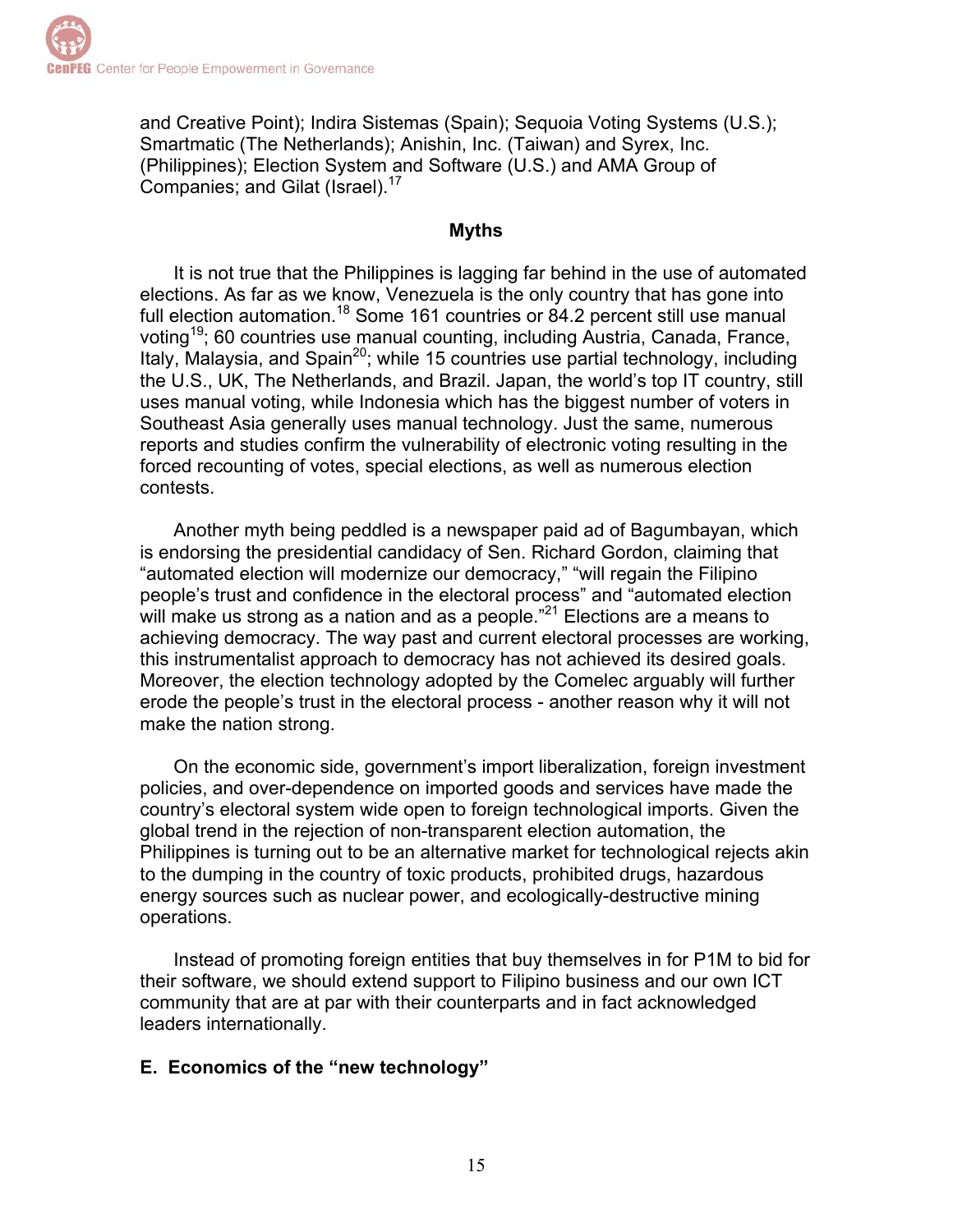and Creative Point); Indira Sistemas (Spain); Sequoia Voting Systems (U.S.); Smartmatic (The Netherlands); Anishin, Inc. (Taiwan) and Syrex, Inc. (Philippines); Election System and Software (U.S.) and AMA Group of Companies; and Gilat (Israel).[17]

### Myths

It is not true that the Philippines is lagging far behind in the use of automated elections. As far as we know, Venezuela is the only country that has gone into full election automation.[18] Some 161 countries or 84.2 percent still use manual voting[19]; 60 countries use manual counting, including Austria, Canada, France, Italy, Malaysia, and Spain[20]; while 15 countries use partial technology, including the U.S., UK, The Netherlands, and Brazil. Japan, the world's top IT country, still uses manual voting, while Indonesia which has the biggest number of voters in Southeast Asia generally uses manual technology. Just the same, numerous reports and studies confirm the vulnerability of electronic voting resulting in the forced recounting of votes, special elections, as well as numerous election contests.

Another myth being peddled is a newspaper paid ad of Bagumbayan, which is endorsing the presidential candidacy of Sen. Richard Gordon, claiming that "automated election will modernize our democracy," "will regain the Filipino people's trust and confidence in the electoral process" and "automated election will make us strong as a nation and as a people."[21] Elections are a means to achieving democracy. The way past and current electoral processes are working, this instrumentalist approach to democracy has not achieved its desired goals. Moreover, the election technology adopted by the Comelec arguably will further erode the people's trust in the electoral process - another reason why it will not make the nation strong.

On the economic side, government's import liberalization, foreign investment policies, and over-dependence on imported goods and services have made the country's electoral system wide open to foreign technological imports. Given the global trend in the rejection of non-transparent election automation, the Philippines is turning out to be an alternative market for technological rejects akin to the dumping in the country of toxic products, prohibited drugs, hazardous energy sources such as nuclear power, and ecologically-destructive mining operations.

Instead of promoting foreign entities that buy themselves in for P1M to bid for their software, we should extend support to Filipino business and our own ICT community that are at par with their counterparts and in fact acknowledged leaders internationally.

### E. Economics of the "new technology"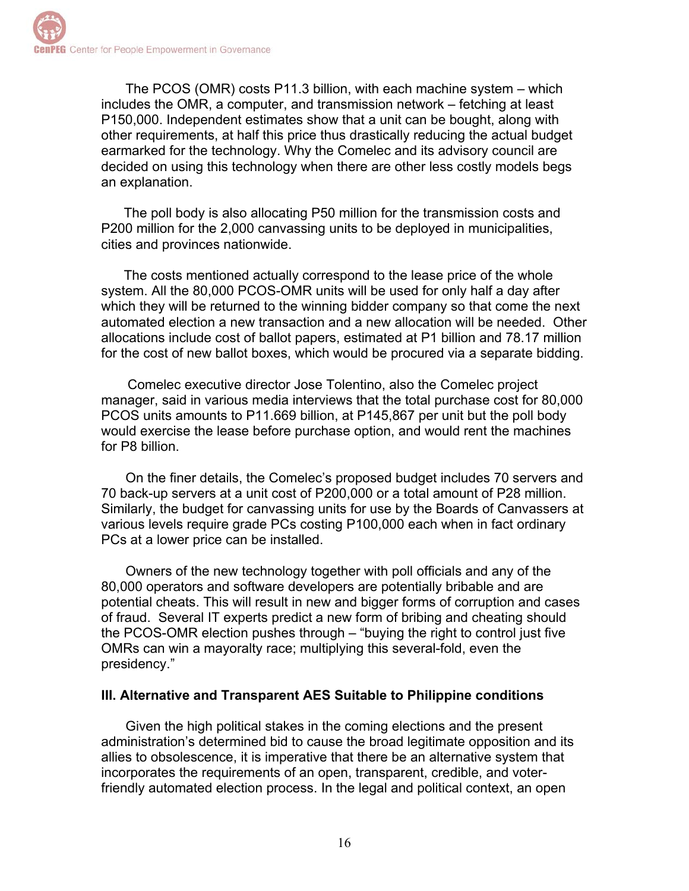The PCOS (OMR) costs P11.3 billion, with each machine system – which includes the OMR, a computer, and transmission network – fetching at least P150,000. Independent estimates show that a unit can be bought, along with other requirements, at half this price thus drastically reducing the actual budget earmarked for the technology. Why the Comelec and its advisory council are decided on using this technology when there are other less costly models begs an explanation.

The poll body is also allocating P50 million for the transmission costs and P200 million for the 2,000 canvassing units to be deployed in municipalities, cities and provinces nationwide.

The costs mentioned actually correspond to the lease price of the whole system. All the 80,000 PCOS-OMR units will be used for only half a day after which they will be returned to the winning bidder company so that come the next automated election a new transaction and a new allocation will be needed. Other allocations include cost of ballot papers, estimated at P1 billion and 78.17 million for the cost of new ballot boxes, which would be procured via a separate bidding.

Comelec executive director Jose Tolentino, also the Comelec project manager, said in various media interviews that the total purchase cost for 80,000 PCOS units amounts to P11.669 billion, at P145,867 per unit but the poll body would exercise the lease before purchase option, and would rent the machines for P8 billion.

On the finer details, the Comelec's proposed budget includes 70 servers and 70 back-up servers at a unit cost of P200,000 or a total amount of P28 million. Similarly, the budget for canvassing units for use by the Boards of Canvassers at various levels require grade PCs costing P100,000 each when in fact ordinary PCs at a lower price can be installed.

Owners of the new technology together with poll officials and any of the 80,000 operators and software developers are potentially bribable and are potential cheats. This will result in new and bigger forms of corruption and cases of fraud. Several IT experts predict a new form of bribing and cheating should the PCOS-OMR election pushes through – "buying the right to control just five OMRs can win a mayoralty race; multiplying this several-fold, even the presidency."

**III. Alternative and Transparent AES Suitable to Philippine conditions**

Given the high political stakes in the coming elections and the present administration's determined bid to cause the broad legitimate opposition and its allies to obsolescence, it is imperative that there be an alternative system that incorporates the requirements of an open, transparent, credible, and voter-friendly automated election process. In the legal and political context, an open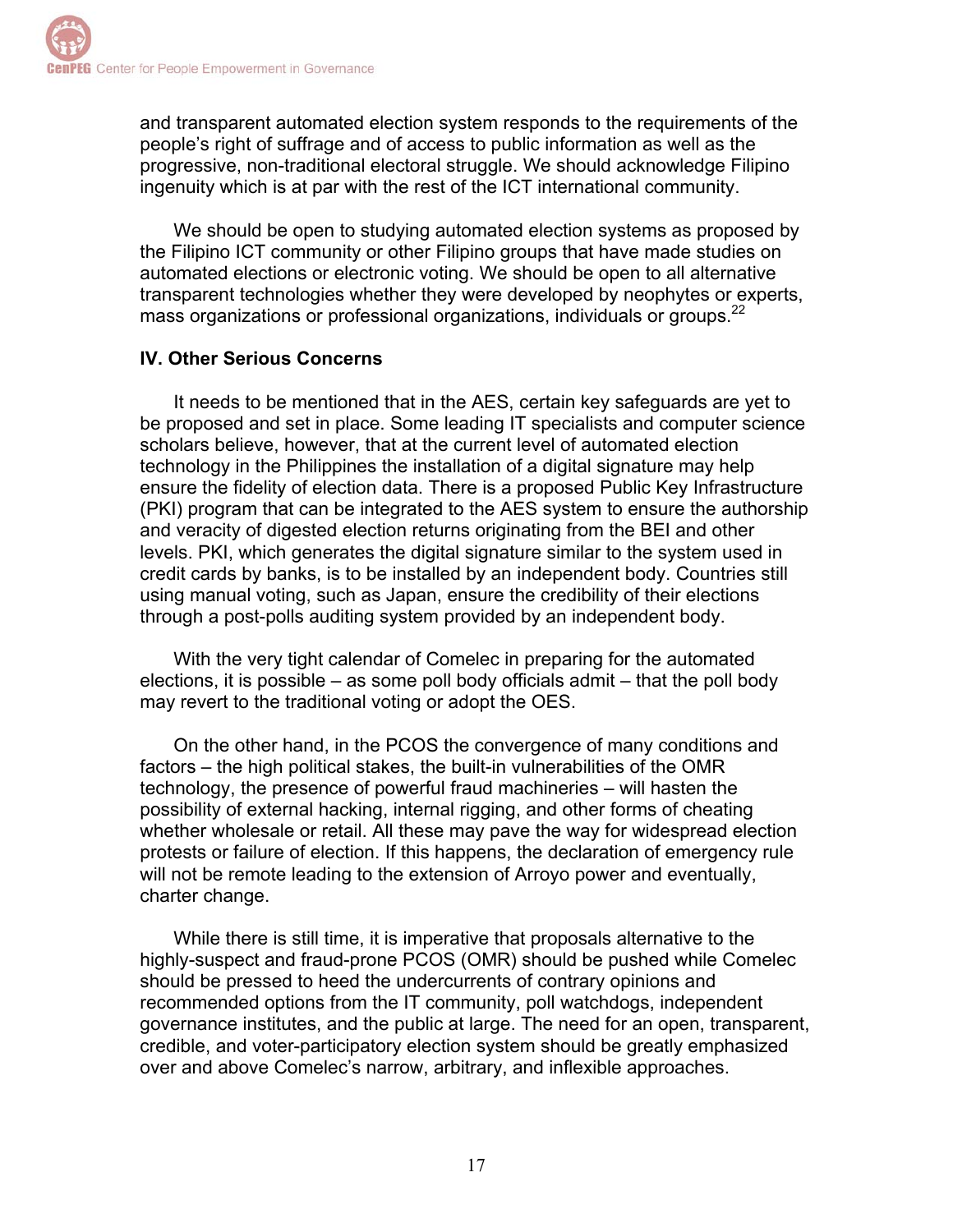and transparent automated election system responds to the requirements of the people's right of suffrage and of access to public information as well as the progressive, non-traditional electoral struggle. We should acknowledge Filipino ingenuity which is at par with the rest of the ICT international community.

We should be open to studying automated election systems as proposed by the Filipino ICT community or other Filipino groups that have made studies on automated elections or electronic voting. We should be open to all alternative transparent technologies whether they were developed by neophytes or experts, mass organizations or professional organizations, individuals or groups.[22]

## IV. Other Serious Concerns

It needs to be mentioned that in the AES, certain key safeguards are yet to be proposed and set in place. Some leading IT specialists and computer science scholars believe, however, that at the current level of automated election technology in the Philippines the installation of a digital signature may help ensure the fidelity of election data. There is a proposed Public Key Infrastructure (PKI) program that can be integrated to the AES system to ensure the authorship and veracity of digested election returns originating from the BEI and other levels. PKI, which generates the digital signature similar to the system used in credit cards by banks, is to be installed by an independent body. Countries still using manual voting, such as Japan, ensure the credibility of their elections through a post-polls auditing system provided by an independent body.

With the very tight calendar of Comelec in preparing for the automated elections, it is possible – as some poll body officials admit – that the poll body may revert to the traditional voting or adopt the OES.

On the other hand, in the PCOS the convergence of many conditions and factors – the high political stakes, the built-in vulnerabilities of the OMR technology, the presence of powerful fraud machineries – will hasten the possibility of external hacking, internal rigging, and other forms of cheating whether wholesale or retail. All these may pave the way for widespread election protests or failure of election. If this happens, the declaration of emergency rule will not be remote leading to the extension of Arroyo power and eventually, charter change.

While there is still time, it is imperative that proposals alternative to the highly-suspect and fraud-prone PCOS (OMR) should be pushed while Comelec should be pressed to heed the undercurrents of contrary opinions and recommended options from the IT community, poll watchdogs, independent governance institutes, and the public at large. The need for an open, transparent, credible, and voter-participatory election system should be greatly emphasized over and above Comelec's narrow, arbitrary, and inflexible approaches.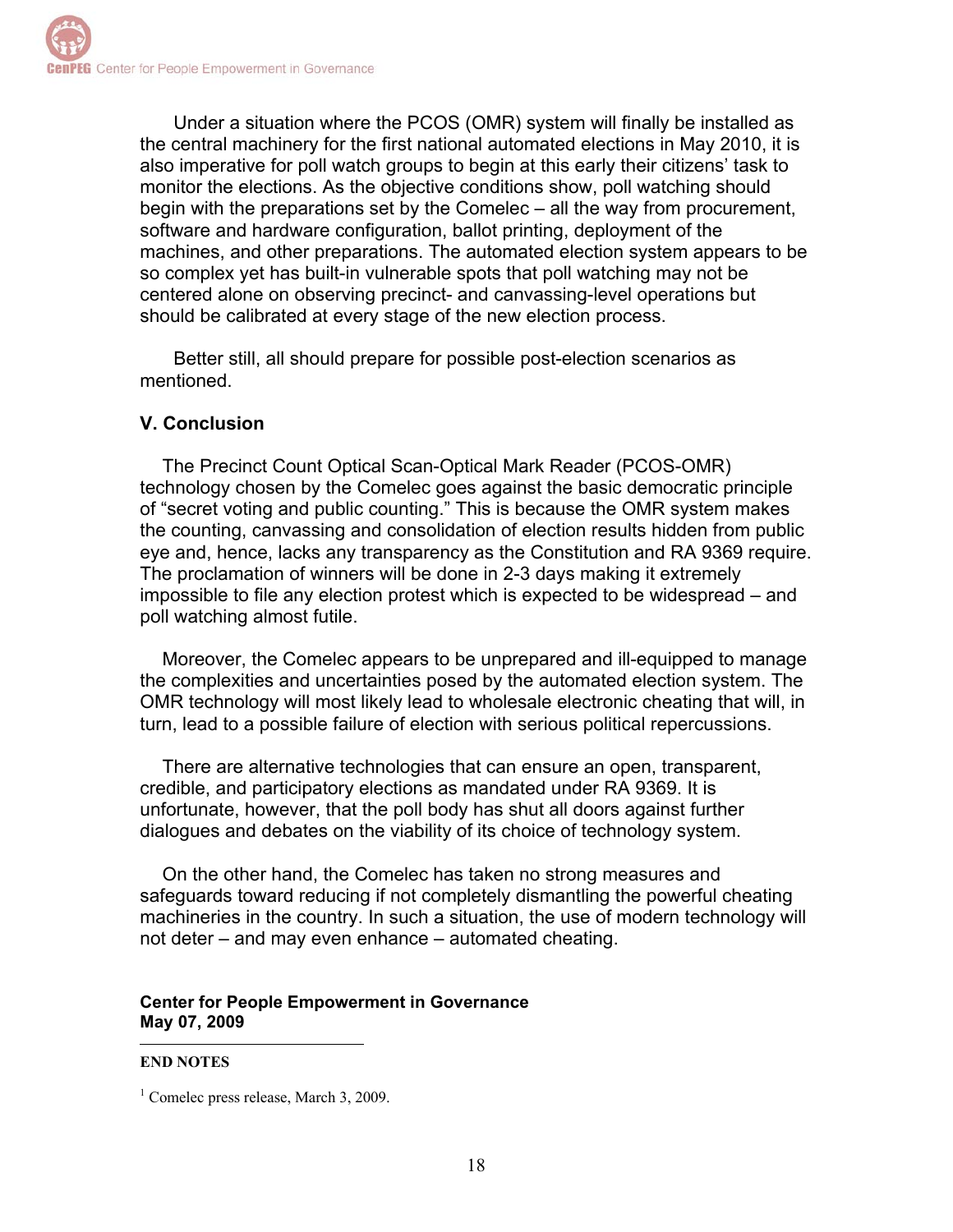Under a situation where the PCOS (OMR) system will finally be installed as the central machinery for the first national automated elections in May 2010, it is also imperative for poll watch groups to begin at this early their citizens' task to monitor the elections. As the objective conditions show, poll watching should begin with the preparations set by the Comelec – all the way from procurement, software and hardware configuration, ballot printing, deployment of the machines, and other preparations. The automated election system appears to be so complex yet has built-in vulnerable spots that poll watching may not be centered alone on observing precinct- and canvassing-level operations but should be calibrated at every stage of the new election process.

Better still, all should prepare for possible post-election scenarios as mentioned.

## V. Conclusion

The Precinct Count Optical Scan-Optical Mark Reader (PCOS-OMR) technology chosen by the Comelec goes against the basic democratic principle of "secret voting and public counting." This is because the OMR system makes the counting, canvassing and consolidation of election results hidden from public eye and, hence, lacks any transparency as the Constitution and RA 9369 require. The proclamation of winners will be done in 2-3 days making it extremely impossible to file any election protest which is expected to be widespread – and poll watching almost futile.

Moreover, the Comelec appears to be unprepared and ill-equipped to manage the complexities and uncertainties posed by the automated election system. The OMR technology will most likely lead to wholesale electronic cheating that will, in turn, lead to a possible failure of election with serious political repercussions.

There are alternative technologies that can ensure an open, transparent, credible, and participatory elections as mandated under RA 9369. It is unfortunate, however, that the poll body has shut all doors against further dialogues and debates on the viability of its choice of technology system.

On the other hand, the Comelec has taken no strong measures and safeguards toward reducing if not completely dismantling the powerful cheating machineries in the country. In such a situation, the use of modern technology will not deter – and may even enhance – automated cheating.

**Center for People Empowerment in Governance**
**May 07, 2009**

---

**END NOTES**

[1] Comelec press release, March 3, 2009.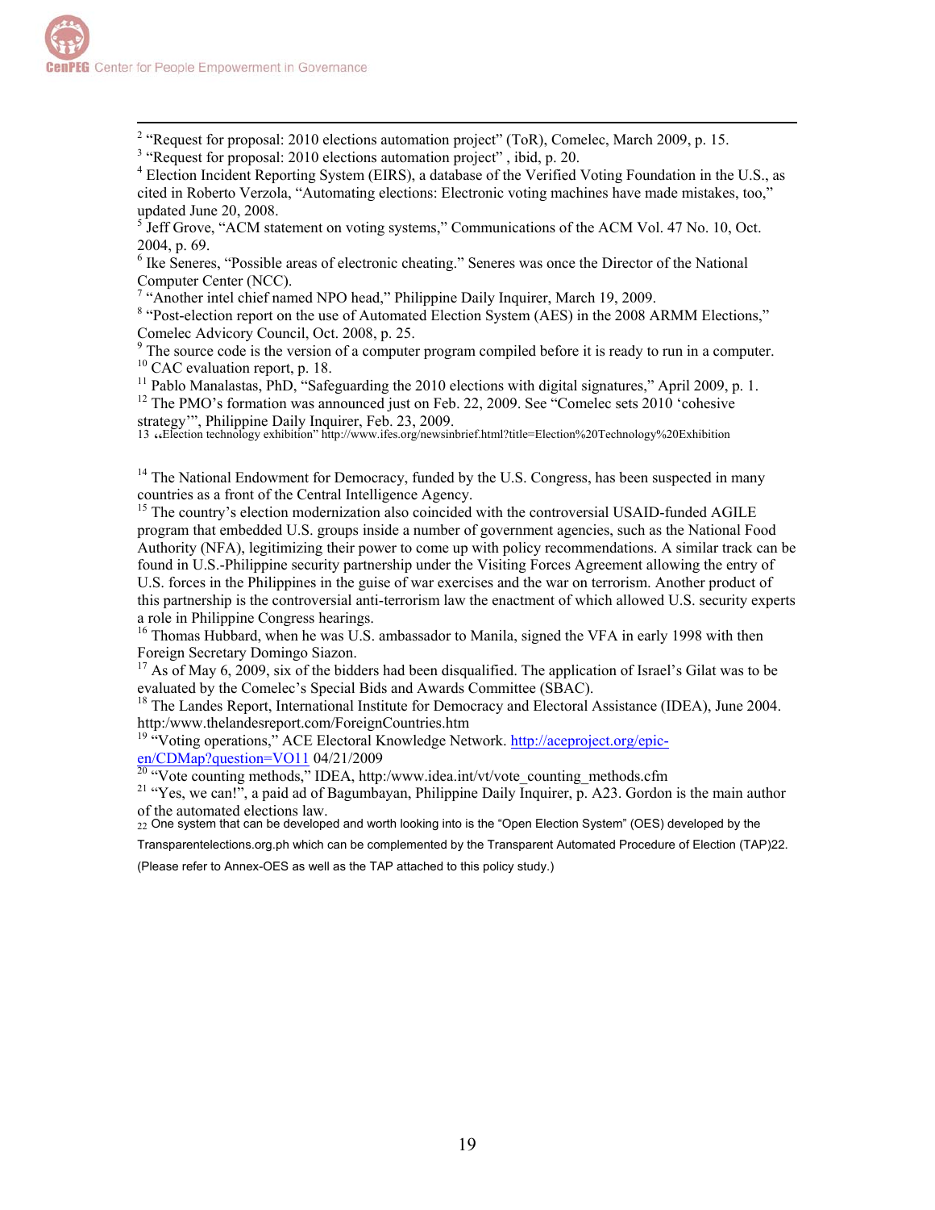[2] "Request for proposal: 2010 elections automation project" (ToR), Comelec, March 2009, p. 15.

[3] "Request for proposal: 2010 elections automation project" , ibid, p. 20.

[4] Election Incident Reporting System (EIRS), a database of the Verified Voting Foundation in the U.S., as cited in Roberto Verzola, "Automating elections: Electronic voting machines have made mistakes, too," updated June 20, 2008.

[5] Jeff Grove, "ACM statement on voting systems," Communications of the ACM Vol. 47 No. 10, Oct. 2004, p. 69.

[6] Ike Seneres, "Possible areas of electronic cheating." Seneres was once the Director of the National Computer Center (NCC).

[7] "Another intel chief named NPO head," Philippine Daily Inquirer, March 19, 2009.

[8] "Post-election report on the use of Automated Election System (AES) in the 2008 ARMM Elections," Comelec Advisory Council, Oct. 2008, p. 25.

[9] The source code is the version of a computer program compiled before it is ready to run in a computer.

[10] CAC evaluation report, p. 18.

[11] Pablo Manalastas, PhD, "Safeguarding the 2010 elections with digital signatures," April 2009, p. 1.

[12] The PMO's formation was announced just on Feb. 22, 2009. See "Comelec sets 2010 'cohesive strategy'", Philippine Daily Inquirer, Feb. 23, 2009.

13 "Election technology exhibition" http://www.ifes.org/newsinbrief.html?title=Election%20Technology%20Exhibition

[14] The National Endowment for Democracy, funded by the U.S. Congress, has been suspected in many countries as a front of the Central Intelligence Agency.

[15] The country's election modernization also coincided with the controversial USAID-funded AGILE program that embedded U.S. groups inside a number of government agencies, such as the National Food Authority (NFA), legitimizing their power to come up with policy recommendations. A similar track can be found in U.S.-Philippine security partnership under the Visiting Forces Agreement allowing the entry of U.S. forces in the Philippines in the guise of war exercises and the war on terrorism. Another product of this partnership is the controversial anti-terrorism law the enactment of which allowed U.S. security experts a role in Philippine Congress hearings.

[16] Thomas Hubbard, when he was U.S. ambassador to Manila, signed the VFA in early 1998 with then Foreign Secretary Domingo Siazon.

[17] As of May 6, 2009, six of the bidders had been disqualified. The application of Israel's Gilat was to be evaluated by the Comelec's Special Bids and Awards Committee (SBAC).

[18] The Landes Report, International Institute for Democracy and Electoral Assistance (IDEA), June 2004. http:/www.thelandesreport.com/ForeignCountries.htm

[19] "Voting operations," ACE Electoral Knowledge Network. http://aceproject.org/epic-en/CDMap?question=VO11 04/21/2009

[20] "Vote counting methods," IDEA, http:/www.idea.int/vt/vote_counting_methods.cfm

[21] "Yes, we can!", a paid ad of Bagumbayan, Philippine Daily Inquirer, p. A23. Gordon is the main author of the automated elections law.

[22] One system that can be developed and worth looking into is the "Open Election System" (OES) developed by the Transparentelections.org.ph which can be complemented by the Transparent Automated Procedure of Election (TAP)22. (Please refer to Annex-OES as well as the TAP attached to this policy study.)